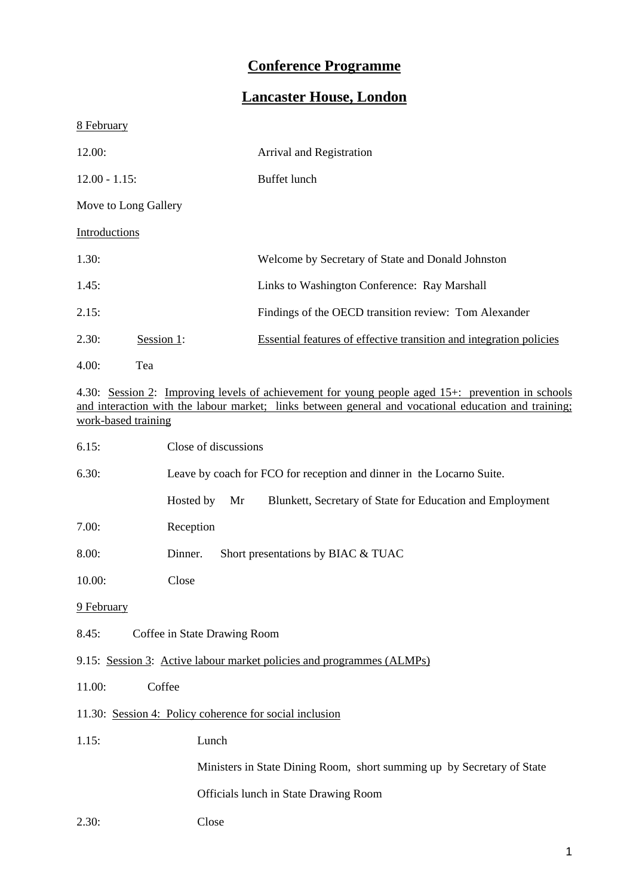# Conference Programme

## Lancaster House, London

8 February

12.00: Arrival and Registration

12.00 - 1.15: Buffet lunch

Move to Long Gallery

Introductions

1.30: Welcome by Secretary of State and Donald Johnston

1.45: Links to Washington Conference: Ray Marshall

2.15: Findings of the OECD transition review: Tom Alexander

2.30: Session 1: Essential features of effective transition and integration policies

4.00: Tea

4.30: Session 2: Improving levels of achievement for young people aged 15+: prevention in schools and interaction with the labour market; links between general and vocational education and training; work-based training

6.15: Close of discussions

6.30: Leave by coach for FCO for reception and dinner in the Locarno Suite.

Hosted by Mr Blunkett, Secretary of State for Education and Employment

7.00: Reception

8.00: Dinner. Short presentations by BIAC & TUAC

10.00: Close

9 February

8.45: Coffee in State Drawing Room

9.15: Session 3: Active labour market policies and programmes (ALMPs)

11.00: Coffee

11.30: Session 4: Policy coherence for social inclusion

1.15: Lunch

Ministers in State Dining Room, short summing up by Secretary of State

Officials lunch in State Drawing Room

2.30: Close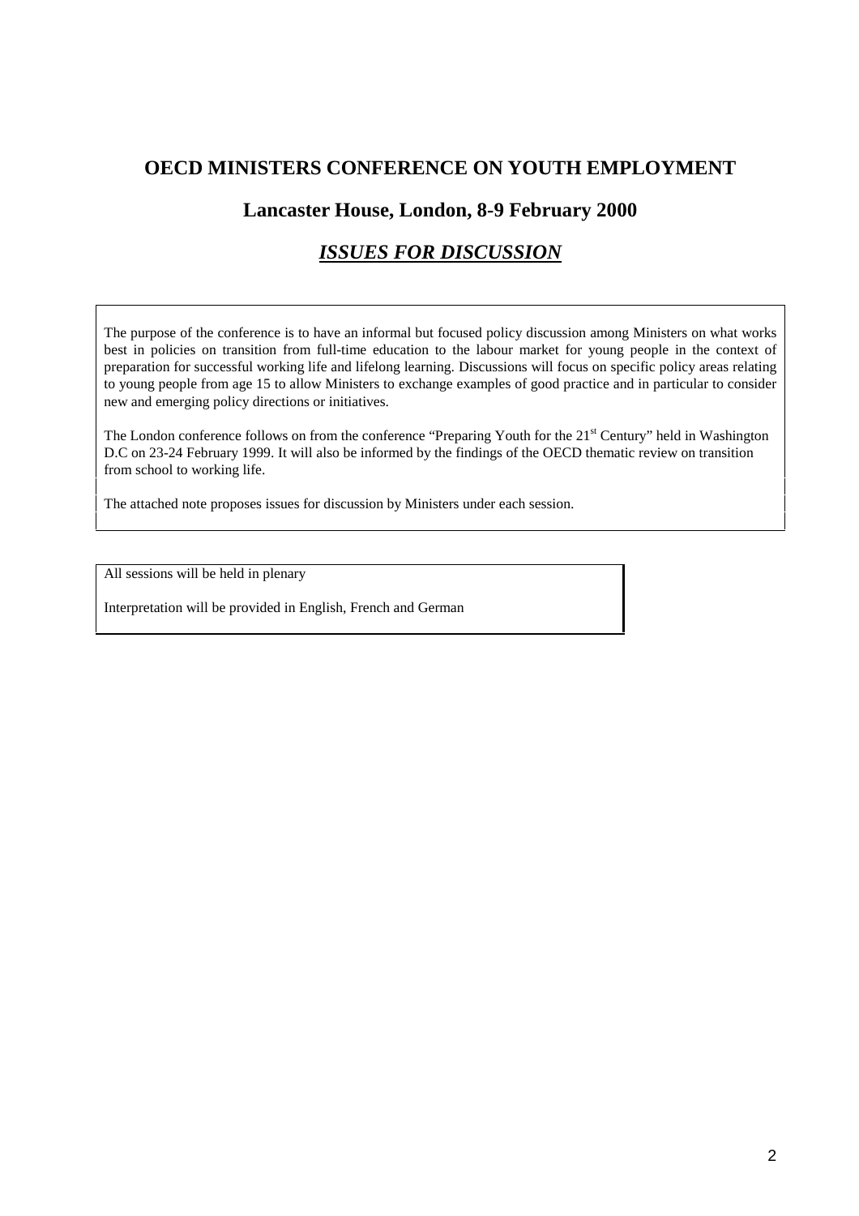# OECD MINISTERS CONFERENCE ON YOUTH EMPLOYMENT

## Lancaster House, London, 8-9 February 2000

## ***ISSUES FOR DISCUSSION***

The purpose of the conference is to have an informal but focused policy discussion among Ministers on what works best in policies on transition from full-time education to the labour market for young people in the context of preparation for successful working life and lifelong learning. Discussions will focus on specific policy areas relating to young people from age 15 to allow Ministers to exchange examples of good practice and in particular to consider new and emerging policy directions or initiatives.

The London conference follows on from the conference "Preparing Youth for the 21st Century" held in Washington D.C on 23-24 February 1999. It will also be informed by the findings of the OECD thematic review on transition from school to working life.

The attached note proposes issues for discussion by Ministers under each session.

All sessions will be held in plenary

Interpretation will be provided in English, French and German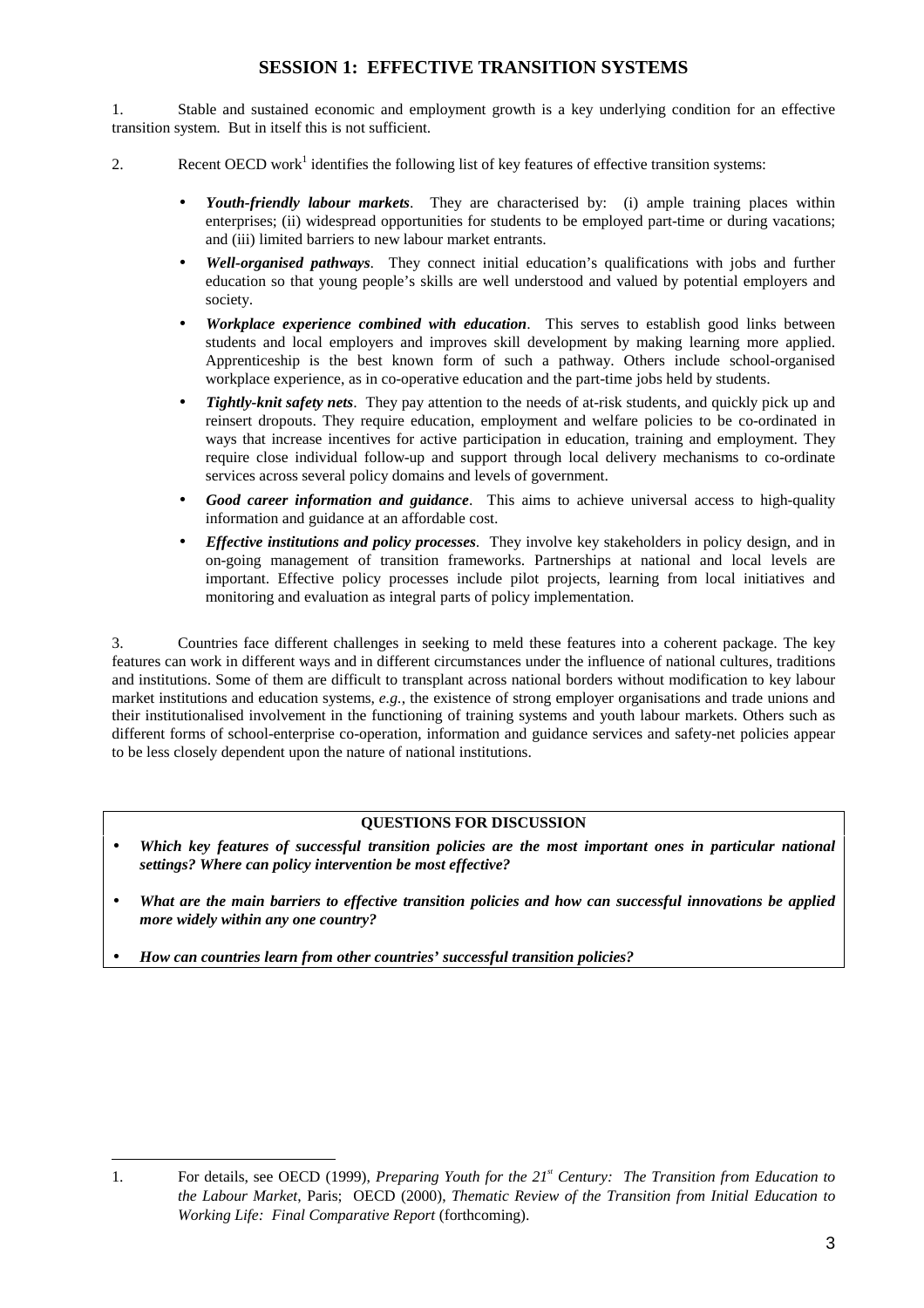## SESSION 1: EFFECTIVE TRANSITION SYSTEMS

1. Stable and sustained economic and employment growth is a key underlying condition for an effective transition system. But in itself this is not sufficient.

2. Recent OECD work[1] identifies the following list of key features of effective transition systems:

- ***Youth-friendly labour markets***. They are characterised by: (i) ample training places within enterprises; (ii) widespread opportunities for students to be employed part-time or during vacations; and (iii) limited barriers to new labour market entrants.
- ***Well-organised pathways***. They connect initial education's qualifications with jobs and further education so that young people's skills are well understood and valued by potential employers and society.
- ***Workplace experience combined with education***. This serves to establish good links between students and local employers and improves skill development by making learning more applied. Apprenticeship is the best known form of such a pathway. Others include school-organised workplace experience, as in co-operative education and the part-time jobs held by students.
- ***Tightly-knit safety nets***. They pay attention to the needs of at-risk students, and quickly pick up and reinsert dropouts. They require education, employment and welfare policies to be co-ordinated in ways that increase incentives for active participation in education, training and employment. They require close individual follow-up and support through local delivery mechanisms to co-ordinate services across several policy domains and levels of government.
- ***Good career information and guidance***. This aims to achieve universal access to high-quality information and guidance at an affordable cost.
- ***Effective institutions and policy processes***. They involve key stakeholders in policy design, and in on-going management of transition frameworks. Partnerships at national and local levels are important. Effective policy processes include pilot projects, learning from local initiatives and monitoring and evaluation as integral parts of policy implementation.

3. Countries face different challenges in seeking to meld these features into a coherent package. The key features can work in different ways and in different circumstances under the influence of national cultures, traditions and institutions. Some of them are difficult to transplant across national borders without modification to key labour market institutions and education systems, *e.g.*, the existence of strong employer organisations and trade unions and their institutionalised involvement in the functioning of training systems and youth labour markets. Others such as different forms of school-enterprise co-operation, information and guidance services and safety-net policies appear to be less closely dependent upon the nature of national institutions.

**QUESTIONS FOR DISCUSSION**

- ***Which key features of successful transition policies are the most important ones in particular national settings? Where can policy intervention be most effective?***
- ***What are the main barriers to effective transition policies and how can successful innovations be applied more widely within any one country?***
- ***How can countries learn from other countries' successful transition policies?***

---

1. For details, see OECD (1999), *Preparing Youth for the 21st Century: The Transition from Education to the Labour Market*, Paris; OECD (2000), *Thematic Review of the Transition from Initial Education to Working Life: Final Comparative Report* (forthcoming).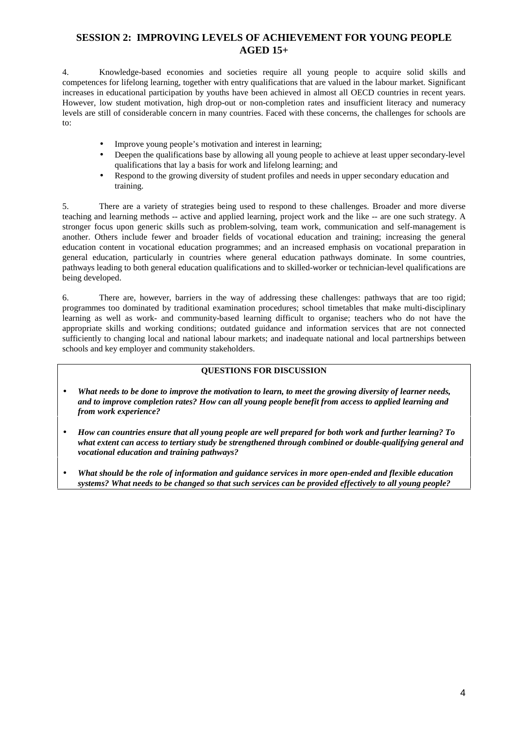## SESSION 2: IMPROVING LEVELS OF ACHIEVEMENT FOR YOUNG PEOPLE AGED 15+

4. Knowledge-based economies and societies require all young people to acquire solid skills and competences for lifelong learning, together with entry qualifications that are valued in the labour market. Significant increases in educational participation by youths have been achieved in almost all OECD countries in recent years. However, low student motivation, high drop-out or non-completion rates and insufficient literacy and numeracy levels are still of considerable concern in many countries. Faced with these concerns, the challenges for schools are to:

- Improve young people's motivation and interest in learning;
- Deepen the qualifications base by allowing all young people to achieve at least upper secondary-level qualifications that lay a basis for work and lifelong learning; and
- Respond to the growing diversity of student profiles and needs in upper secondary education and training.

5. There are a variety of strategies being used to respond to these challenges. Broader and more diverse teaching and learning methods -- active and applied learning, project work and the like -- are one such strategy. A stronger focus upon generic skills such as problem-solving, team work, communication and self-management is another. Others include fewer and broader fields of vocational education and training; increasing the general education content in vocational education programmes; and an increased emphasis on vocational preparation in general education, particularly in countries where general education pathways dominate. In some countries, pathways leading to both general education qualifications and to skilled-worker or technician-level qualifications are being developed.

6. There are, however, barriers in the way of addressing these challenges: pathways that are too rigid; programmes too dominated by traditional examination procedures; school timetables that make multi-disciplinary learning as well as work- and community-based learning difficult to organise; teachers who do not have the appropriate skills and working conditions; outdated guidance and information services that are not connected sufficiently to changing local and national labour markets; and inadequate national and local partnerships between schools and key employer and community stakeholders.

**QUESTIONS FOR DISCUSSION**

- ***What needs to be done to improve the motivation to learn, to meet the growing diversity of learner needs, and to improve completion rates? How can all young people benefit from access to applied learning and from work experience?***
- ***How can countries ensure that all young people are well prepared for both work and further learning? To what extent can access to tertiary study be strengthened through combined or double-qualifying general and vocational education and training pathways?***
- ***What should be the role of information and guidance services in more open-ended and flexible education systems? What needs to be changed so that such services can be provided effectively to all young people?***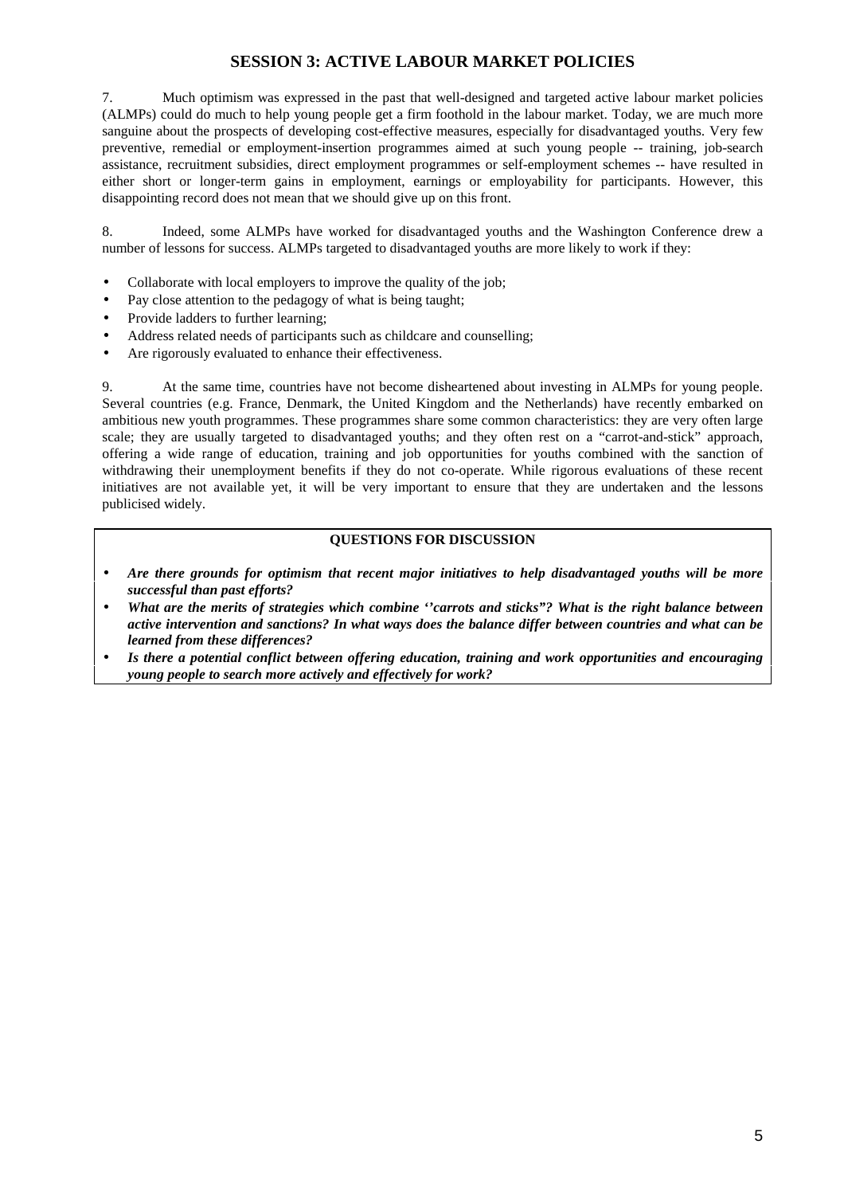## SESSION 3: ACTIVE LABOUR MARKET POLICIES

7. Much optimism was expressed in the past that well-designed and targeted active labour market policies (ALMPs) could do much to help young people get a firm foothold in the labour market. Today, we are much more sanguine about the prospects of developing cost-effective measures, especially for disadvantaged youths. Very few preventive, remedial or employment-insertion programmes aimed at such young people -- training, job-search assistance, recruitment subsidies, direct employment programmes or self-employment schemes -- have resulted in either short or longer-term gains in employment, earnings or employability for participants. However, this disappointing record does not mean that we should give up on this front.

8. Indeed, some ALMPs have worked for disadvantaged youths and the Washington Conference drew a number of lessons for success. ALMPs targeted to disadvantaged youths are more likely to work if they:

- Collaborate with local employers to improve the quality of the job;
- Pay close attention to the pedagogy of what is being taught;
- Provide ladders to further learning;
- Address related needs of participants such as childcare and counselling;
- Are rigorously evaluated to enhance their effectiveness.

9. At the same time, countries have not become disheartened about investing in ALMPs for young people. Several countries (e.g. France, Denmark, the United Kingdom and the Netherlands) have recently embarked on ambitious new youth programmes. These programmes share some common characteristics: they are very often large scale; they are usually targeted to disadvantaged youths; and they often rest on a "carrot-and-stick" approach, offering a wide range of education, training and job opportunities for youths combined with the sanction of withdrawing their unemployment benefits if they do not co-operate. While rigorous evaluations of these recent initiatives are not available yet, it will be very important to ensure that they are undertaken and the lessons publicised widely.

**QUESTIONS FOR DISCUSSION**

- ***Are there grounds for optimism that recent major initiatives to help disadvantaged youths will be more successful than past efforts?***
- ***What are the merits of strategies which combine ''carrots and sticks"? What is the right balance between active intervention and sanctions? In what ways does the balance differ between countries and what can be learned from these differences?***
- ***Is there a potential conflict between offering education, training and work opportunities and encouraging young people to search more actively and effectively for work?***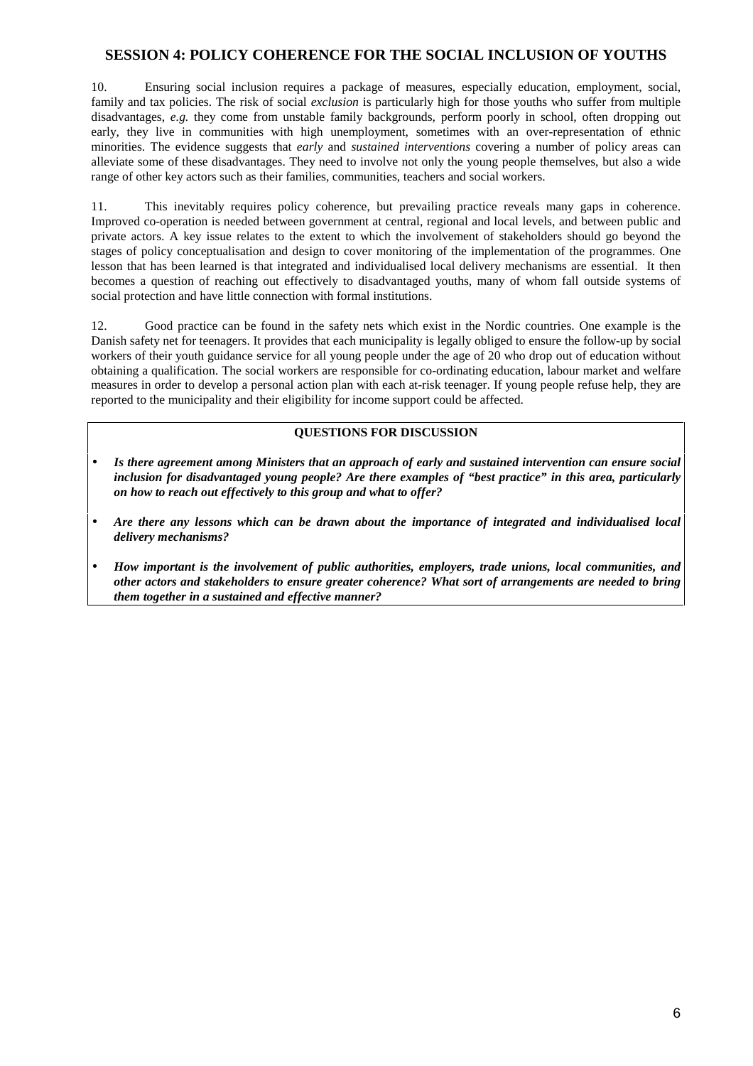## SESSION 4: POLICY COHERENCE FOR THE SOCIAL INCLUSION OF YOUTHS

10. Ensuring social inclusion requires a package of measures, especially education, employment, social, family and tax policies. The risk of social *exclusion* is particularly high for those youths who suffer from multiple disadvantages, *e.g.* they come from unstable family backgrounds, perform poorly in school, often dropping out early, they live in communities with high unemployment, sometimes with an over-representation of ethnic minorities. The evidence suggests that *early* and *sustained interventions* covering a number of policy areas can alleviate some of these disadvantages. They need to involve not only the young people themselves, but also a wide range of other key actors such as their families, communities, teachers and social workers.

11. This inevitably requires policy coherence, but prevailing practice reveals many gaps in coherence. Improved co-operation is needed between government at central, regional and local levels, and between public and private actors. A key issue relates to the extent to which the involvement of stakeholders should go beyond the stages of policy conceptualisation and design to cover monitoring of the implementation of the programmes. One lesson that has been learned is that integrated and individualised local delivery mechanisms are essential. It then becomes a question of reaching out effectively to disadvantaged youths, many of whom fall outside systems of social protection and have little connection with formal institutions.

12. Good practice can be found in the safety nets which exist in the Nordic countries. One example is the Danish safety net for teenagers. It provides that each municipality is legally obliged to ensure the follow-up by social workers of their youth guidance service for all young people under the age of 20 who drop out of education without obtaining a qualification. The social workers are responsible for co-ordinating education, labour market and welfare measures in order to develop a personal action plan with each at-risk teenager. If young people refuse help, they are reported to the municipality and their eligibility for income support could be affected.

**QUESTIONS FOR DISCUSSION**

- ***Is there agreement among Ministers that an approach of early and sustained intervention can ensure social inclusion for disadvantaged young people? Are there examples of "best practice" in this area, particularly on how to reach out effectively to this group and what to offer?***
- ***Are there any lessons which can be drawn about the importance of integrated and individualised local delivery mechanisms?***
- ***How important is the involvement of public authorities, employers, trade unions, local communities, and other actors and stakeholders to ensure greater coherence? What sort of arrangements are needed to bring them together in a sustained and effective manner?***